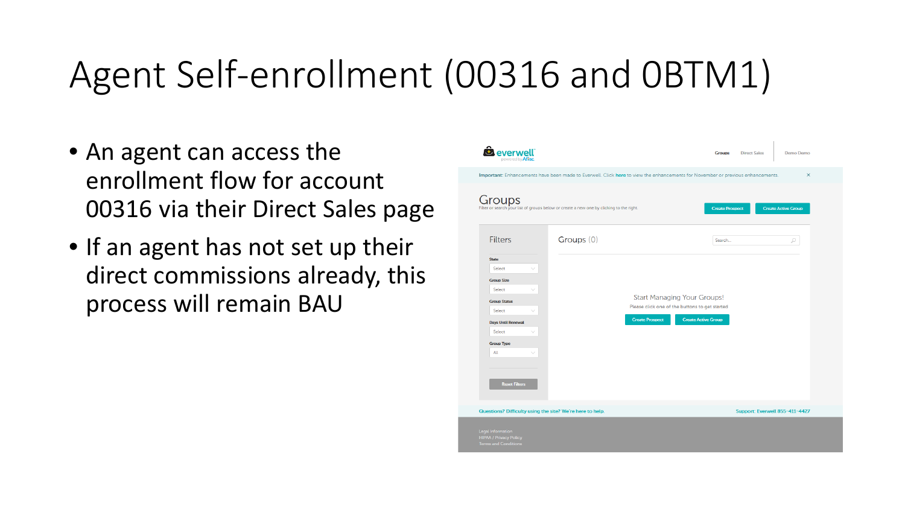# Agent Self-enrollment (00316 and 0BTM1)

- An agent can access the enrollment flow for account 00316 via their Direct Sales page
- If an agent has not set up their direct commissions already, this process will remain BAU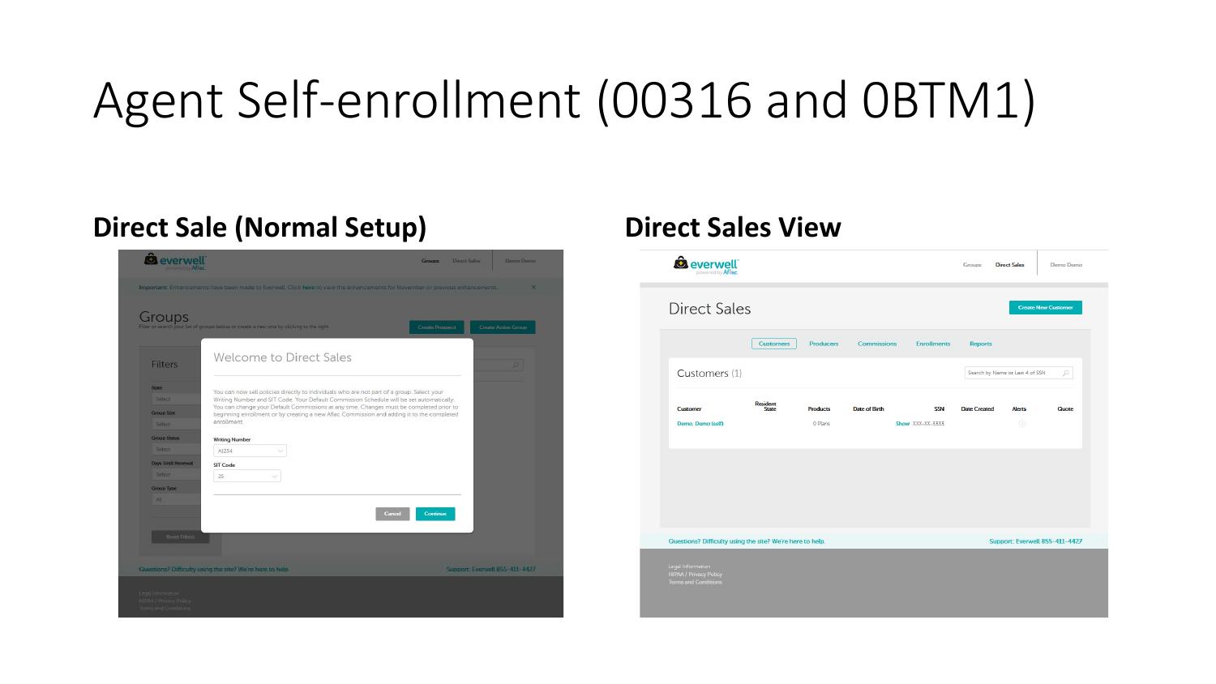# Agent Self-enrollment (00316 and 0BTM1)

## Direct Sale (Normal Setup)

everwell powered by Aflac

Groups Direct Sales Demo Demo

Important: Enhancements have been made to Everwell. Click here to view the enhancements for November or previous enhancements.

Groups

Filter or search your list of groups below or create a new one by clicking to the right.

Create Prospect Create Active Group

Filters

State
Select

Group Size
Select

Group Status
Select

Days Until Renewal
Select

Group Type
All

Reset Filters

Welcome to Direct Sales

You can now sell policies directly to individuals who are not part of a group. Select your Writing Number and SIT Code. Your Default Commission Schedule will be set automatically. You can change your Default Commissions at any time. Changes must be completed prior to beginning enrollment or by creating a new Aflac Commission and adding it to the completed enrollment.

Writing Number
A1234

SIT Code
25

Cancel Continue

Questions? Difficulty using the site? We're here to help.

Support: Everwell 855-411-4427

Legal Information
HIPAA / Privacy Policy
Terms and Conditions

## Direct Sales View

everwell powered by Aflac

Groups Direct Sales Demo Demo

Direct Sales

Create New Customer

Customers Producers Commissions Enrollments Reports

Customers (1)

Search by Name or Last 4 of SSN

| Customer | Resident State | Products | Date of Birth | SSN | Date Created | Alerts | Quote |
|---|---|---|---|---|---|---|---|
| Demo, Demo (self) | | 0 Plans | | Show XXX-XX-3333 | | | |

Questions? Difficulty using the site? We're here to help.

Support: Everwell 855-411-4427

Legal Information
HIPAA / Privacy Policy
Terms and Conditions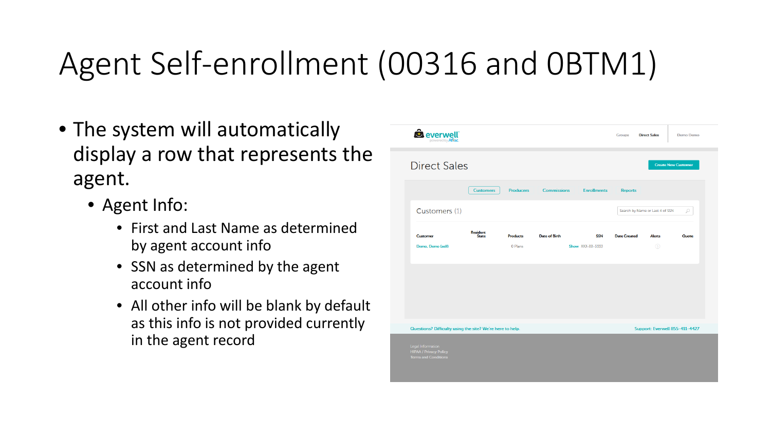# Agent Self-enrollment (00316 and 0BTM1)

- The system will automatically display a row that represents the agent.
  - Agent Info:
    - First and Last Name as determined by agent account info
    - SSN as determined by the agent account info
    - All other info will be blank by default as this info is not provided currently in the agent record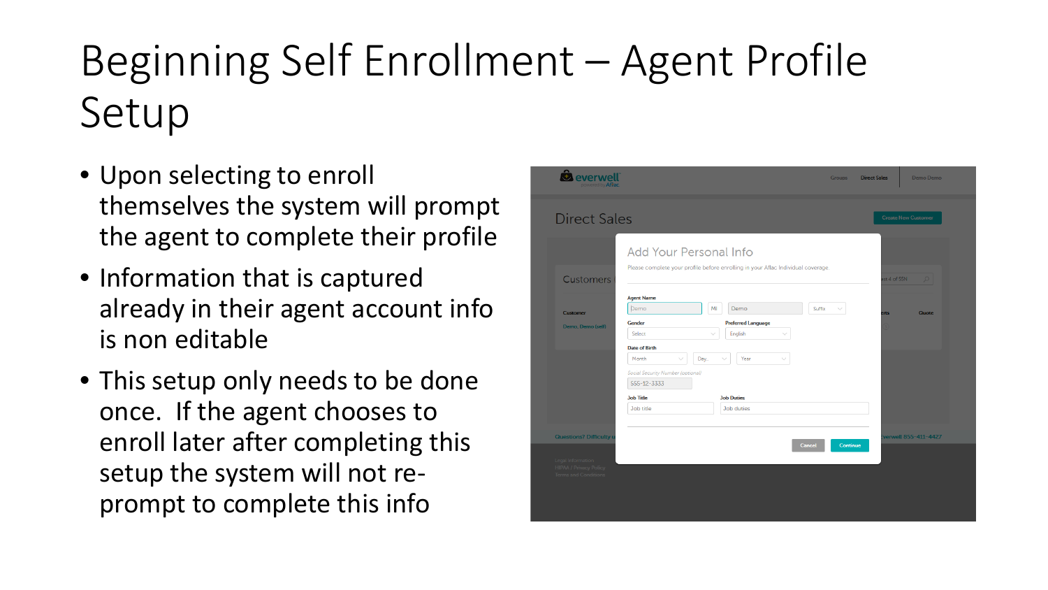# Beginning Self Enrollment – Agent Profile Setup

- Upon selecting to enroll themselves the system will prompt the agent to complete their profile
- Information that is captured already in their agent account info is non editable
- This setup only needs to be done once. If the agent chooses to enroll later after completing this setup the system will not re-prompt to complete this info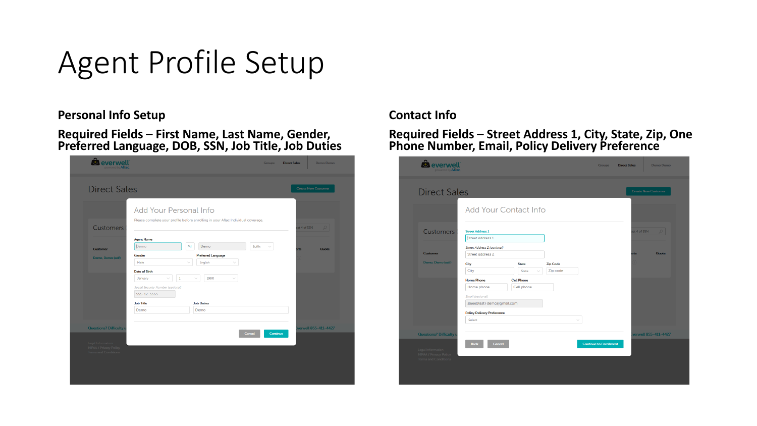# Agent Profile Setup

## Personal Info Setup

**Required Fields – First Name, Last Name, Gender, Preferred Language, DOB, SSN, Job Title, Job Duties**

## Contact Info

**Required Fields – Street Address 1, City, State, Zip, One Phone Number, Email, Policy Delivery Preference**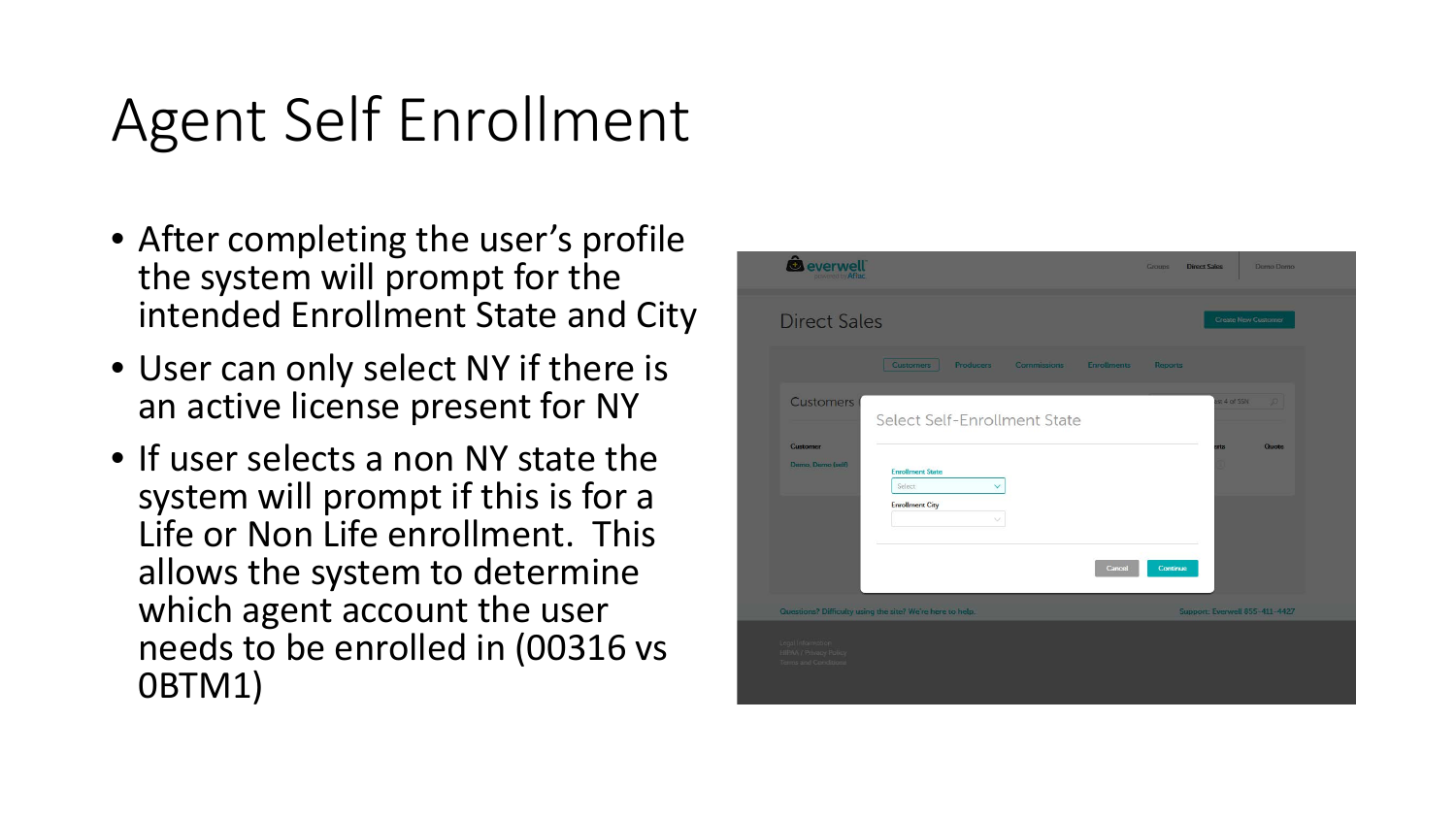# Agent Self Enrollment

- After completing the user's profile the system will prompt for the intended Enrollment State and City
- User can only select NY if there is an active license present for NY
- If user selects a non NY state the system will prompt if this is for a Life or Non Life enrollment. This allows the system to determine which agent account the user needs to be enrolled in (00316 vs 0BTM1)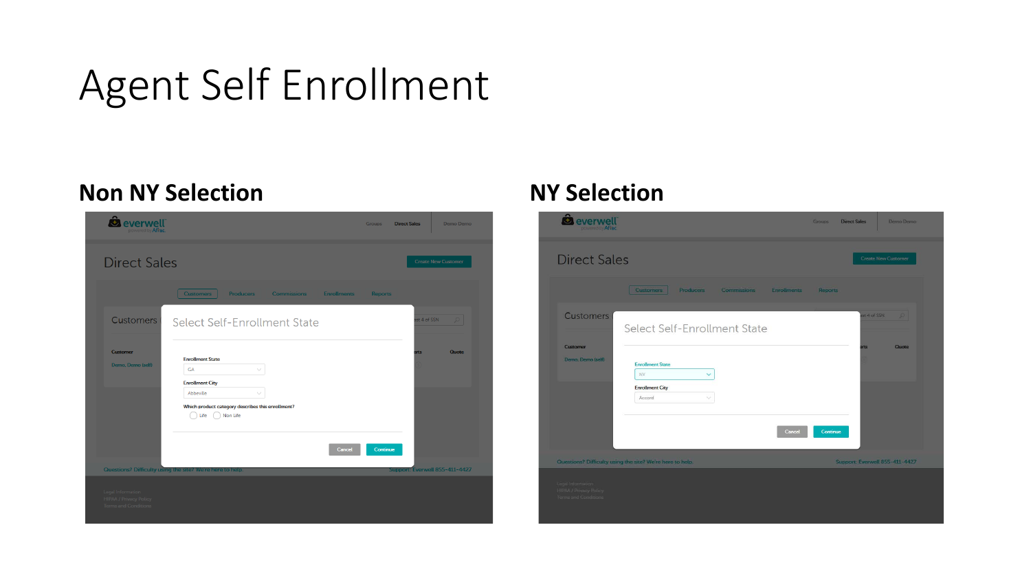# Agent Self Enrollment

## Non NY Selection

everwell
powered by Aflac

Groups | Direct Sales | Demo Demo

Direct Sales

Create New Customer

Customers | Producers | Commissions | Enrollments | Reports

Customers

Customer

Demo, Demo (self)

Select Self-Enrollment State

Enrollment State

GA

Enrollment City

Abbeville

Which product category describes this enrollment?

Life

Non Life

Cancel

Continue

Questions? Difficulty using the site? We're here to help.

Support: Everwell 855-411-4427

Legal Information

HIPAA / Privacy Policy

Terms and Conditions

## NY Selection

everwell
powered by Aflac

Groups | Direct Sales | Demo Demo

Direct Sales

Create New Customer

Customers | Producers | Commissions | Enrollments | Reports

Customers

Customer

Demo, Demo (self)

Select Self-Enrollment State

Enrollment State

NY

Enrollment City

Accord

Cancel

Continue

Questions? Difficulty using the site? We're here to help.

Support: Everwell 855-411-4427

Legal Information

HIPAA / Privacy Policy

Terms and Conditions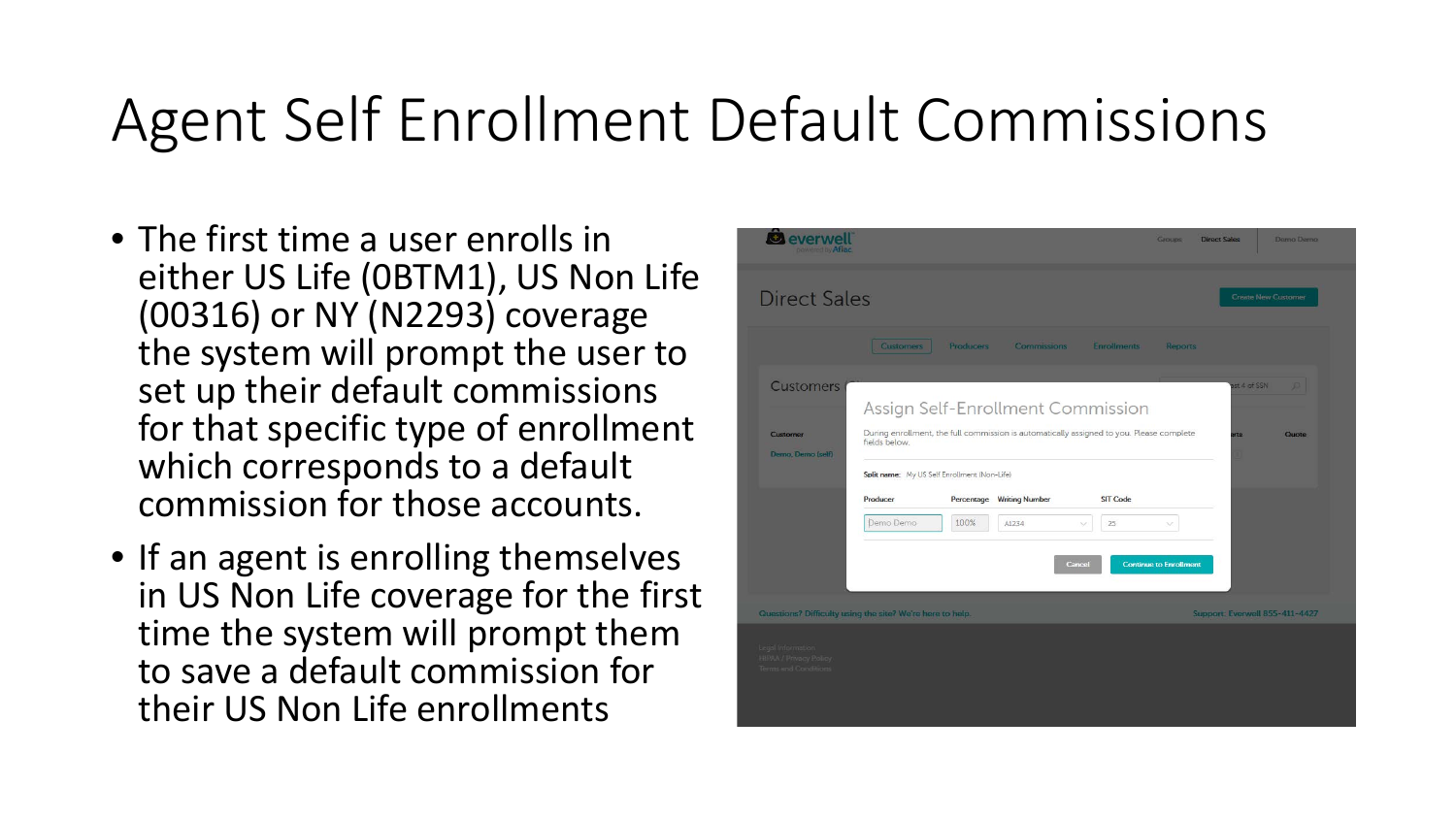# Agent Self Enrollment Default Commissions

- The first time a user enrolls in either US Life (0BTM1), US Non Life (00316) or NY (N2293) coverage the system will prompt the user to set up their default commissions for that specific type of enrollment which corresponds to a default commission for those accounts.
- If an agent is enrolling themselves in US Non Life coverage for the first time the system will prompt them to save a default commission for their US Non Life enrollments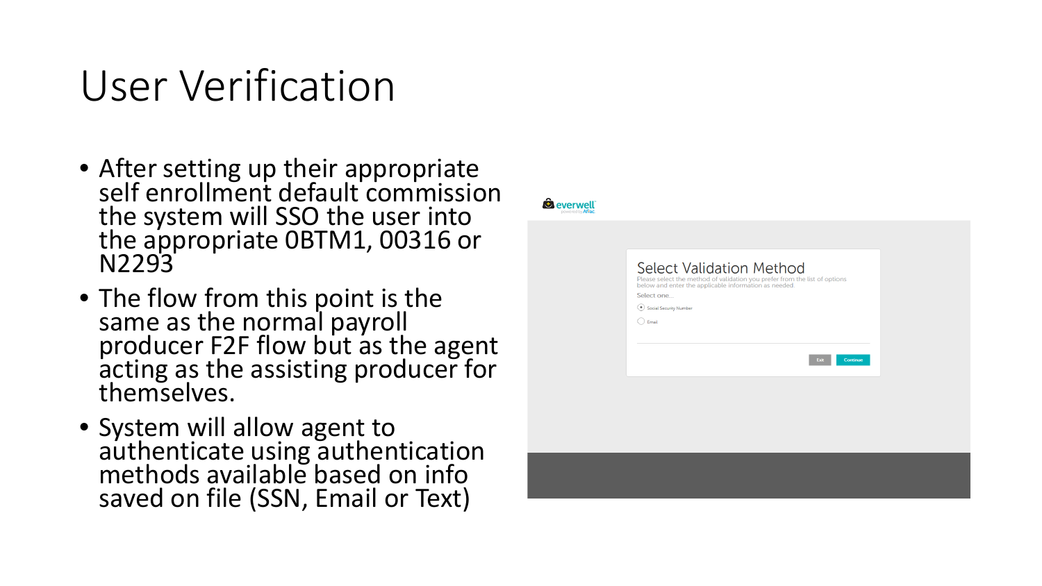# User Verification

- After setting up their appropriate self enrollment default commission the system will SSO the user into the appropriate 0BTM1, 00316 or N2293
- The flow from this point is the same as the normal payroll producer F2F flow but as the agent acting as the assisting producer for themselves.
- System will allow agent to authenticate using authentication methods available based on info saved on file (SSN, Email or Text)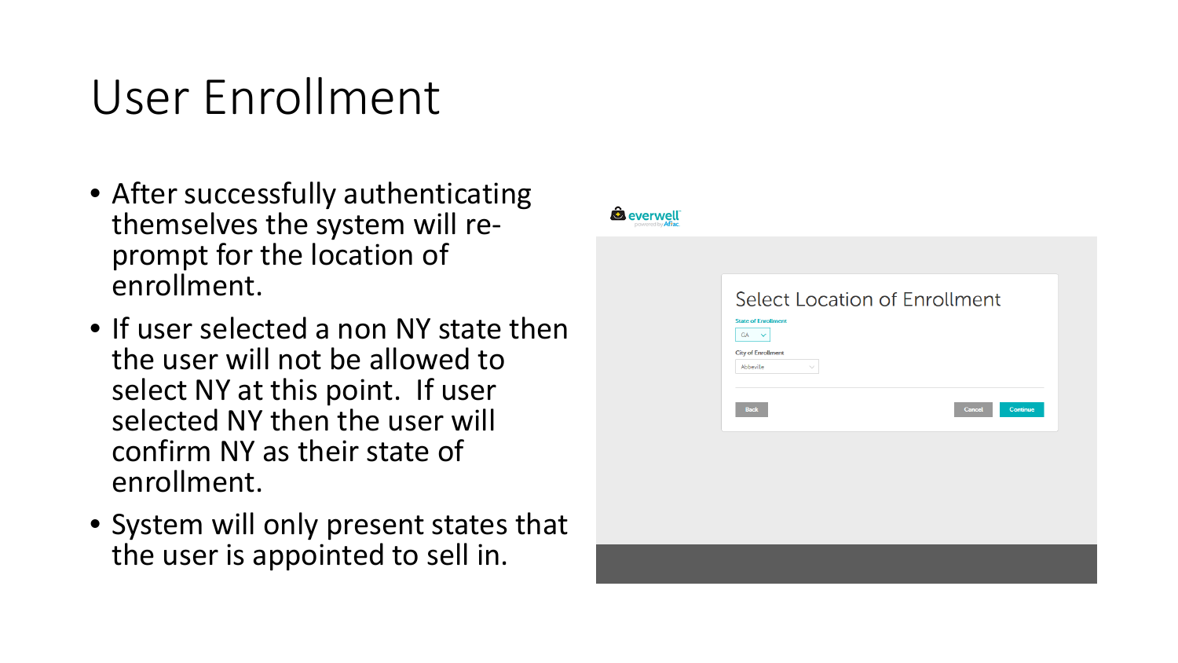# User Enrollment

- After successfully authenticating themselves the system will re-prompt for the location of enrollment.
- If user selected a non NY state then the user will not be allowed to select NY at this point. If user selected NY then the user will confirm NY as their state of enrollment.
- System will only present states that the user is appointed to sell in.

everwell
powered by Aflac

Select Location of Enrollment

State of Enrollment

GA

City of Enrollment

Abbeville

Back

Cancel

Continue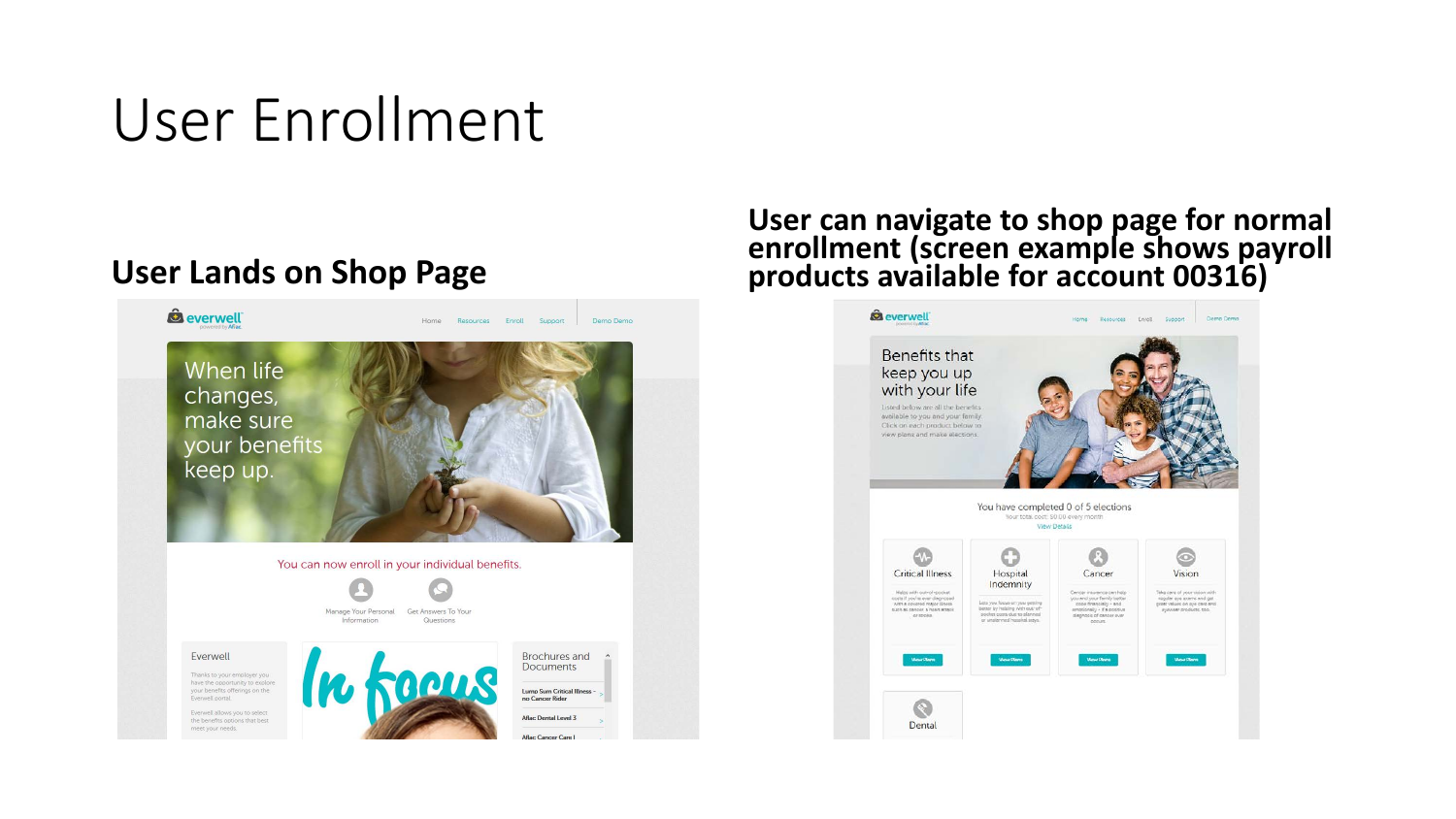# User Enrollment

## User Lands on Shop Page

## User can navigate to shop page for normal enrollment (screen example shows payroll products available for account 00316)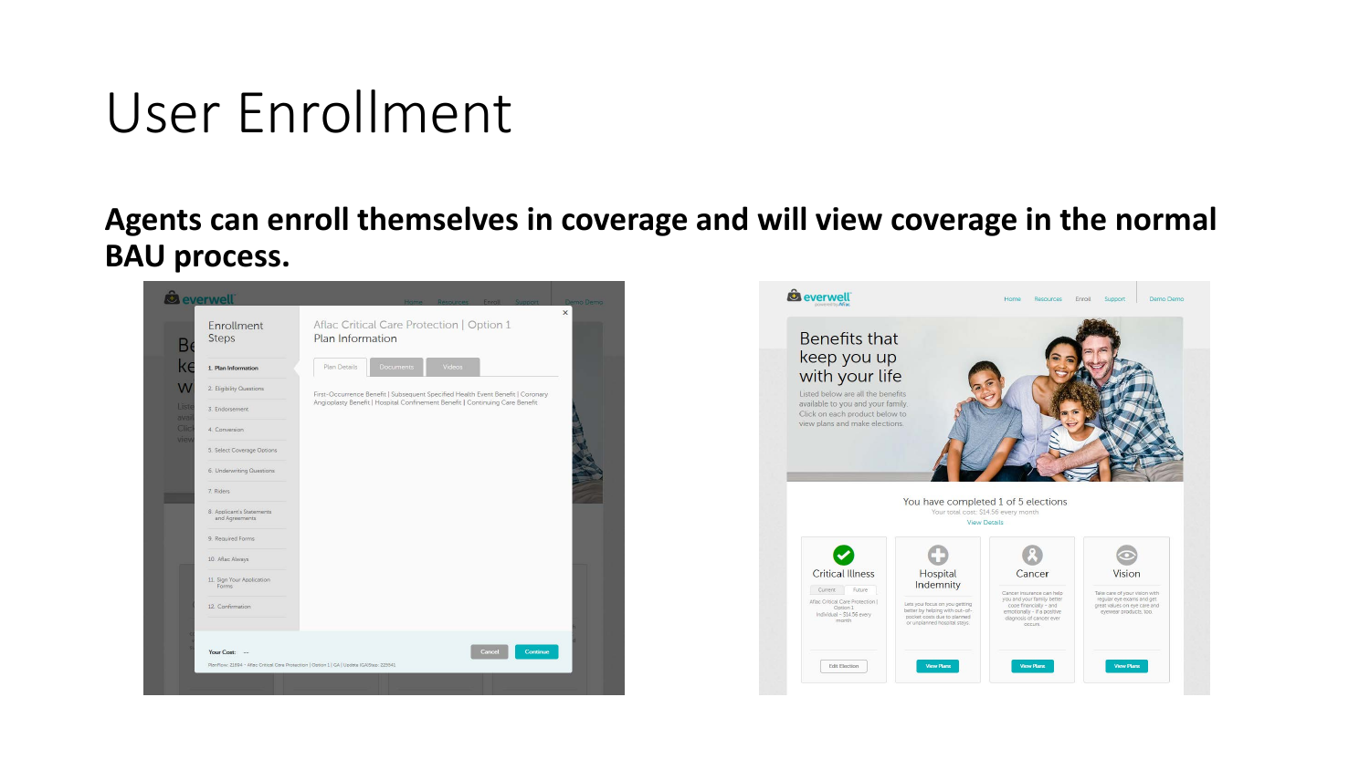# User Enrollment

**Agents can enroll themselves in coverage and will view coverage in the normal BAU process.**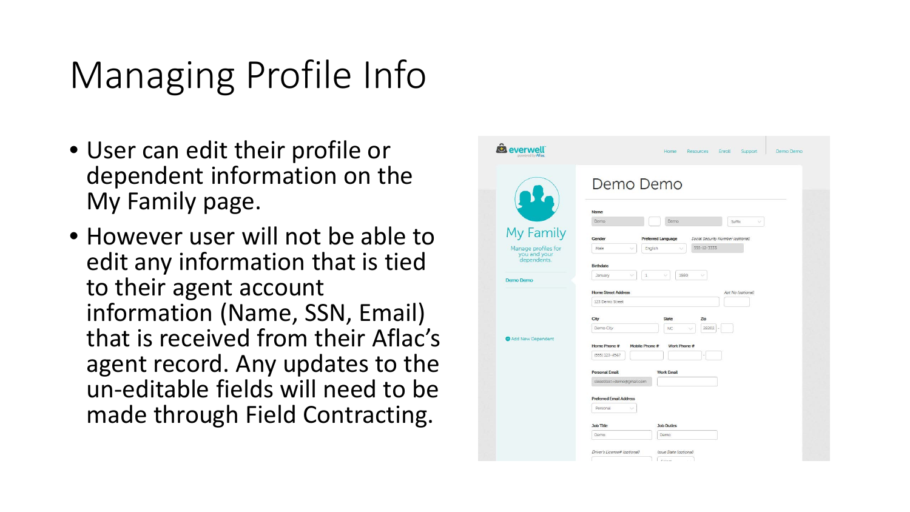# Managing Profile Info

- User can edit their profile or dependent information on the My Family page.
- However user will not be able to edit any information that is tied to their agent account information (Name, SSN, Email) that is received from their Aflac's agent record. Any updates to the un-editable fields will need to be made through Field Contracting.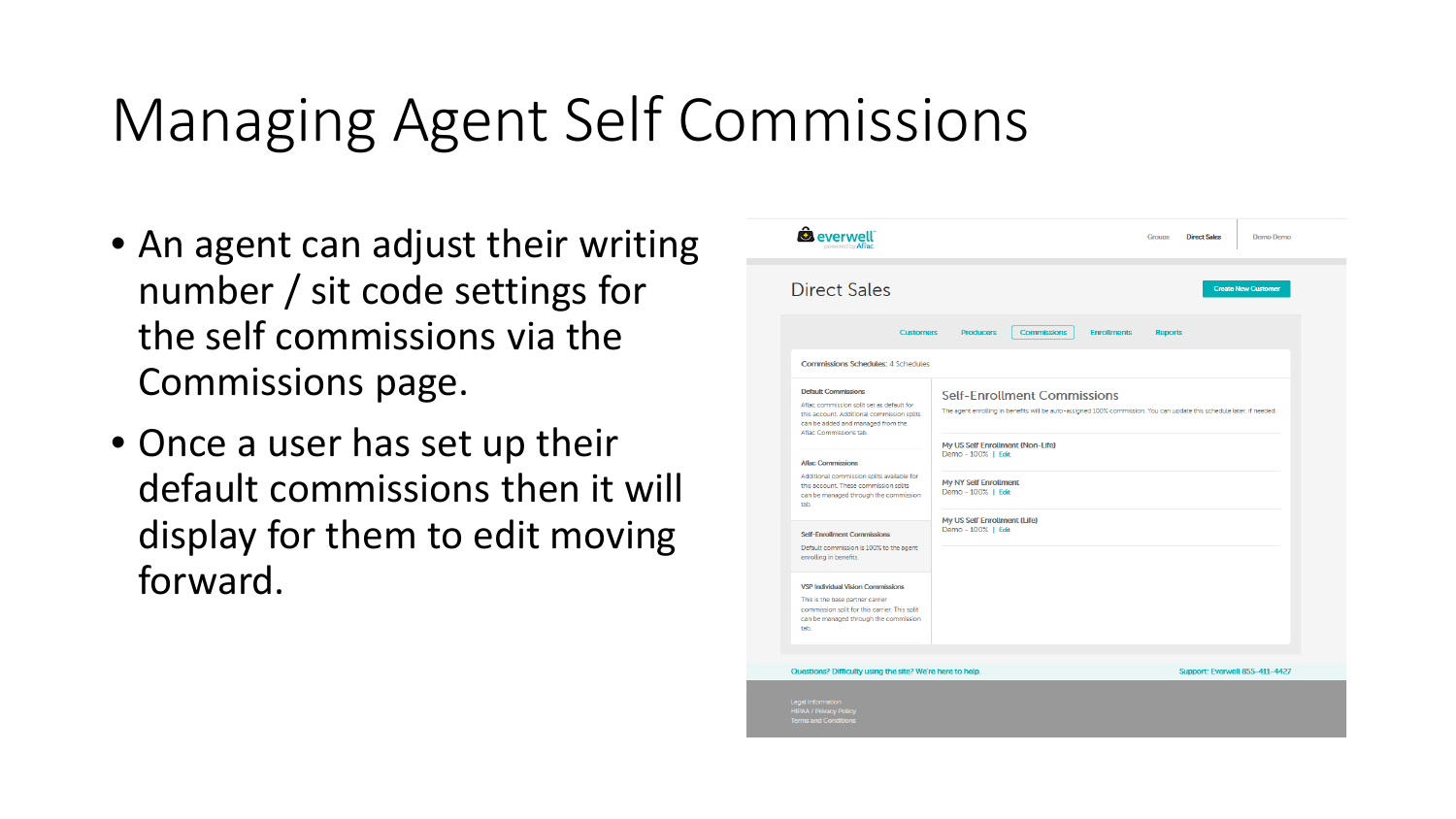# Managing Agent Self Commissions

- An agent can adjust their writing number / sit code settings for the self commissions via the Commissions page.
- Once a user has set up their default commissions then it will display for them to edit moving forward.

everwell powered by Aflac

Groups | Direct Sales | Demo Demo

## Direct Sales

Create New Customer

Customers | Producers | Commissions | Enrollments | Reports

Commissions Schedules: 4 Schedules

**Default Commissions**

Aflac commission split set as default for this account. Additional commission splits can be added and managed from the Aflac Commissions tab.

**Aflac Commissions**

Additional commission splits available for this account. These commission splits can be managed through the commission tab.

**Self-Enrollment Commissions**

Default commission is 100% to the agent enrolling in benefits.

**VSP Individual Vision Commissions**

This is the base partner carrier commission split for this carrier. This split can be managed through the commission tab.

### Self-Enrollment Commissions

The agent enrolling in benefits will be auto-assigned 100% commission. You can update this schedule later, if needed.

My US Self Enrollment (Non-Life)
Demo - 100% | Edit

My NY Self Enrollment
Demo - 100% | Edit

My US Self Enrollment (Life)
Demo - 100% | Edit

Questions? Difficulty using the site? We're here to help.

Support: Everwell 855-411-4427

Legal Information
HIPAA / Privacy Policy
Terms and Conditions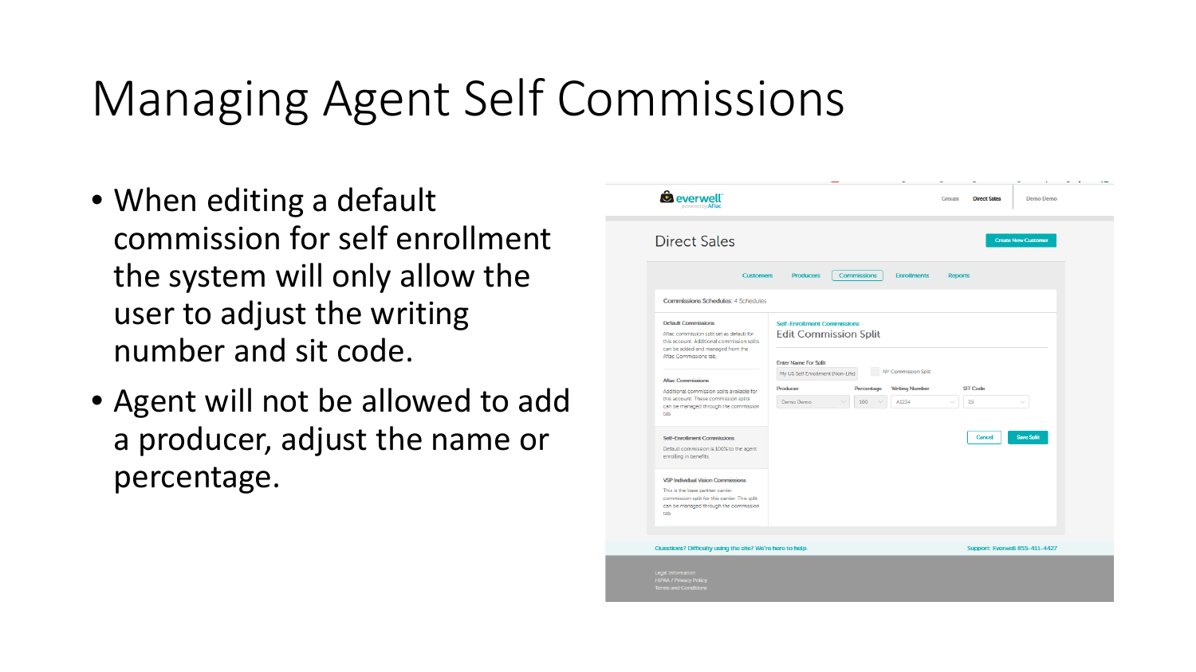# Managing Agent Self Commissions

- When editing a default commission for self enrollment the system will only allow the user to adjust the writing number and sit code.
- Agent will not be allowed to add a producer, adjust the name or percentage.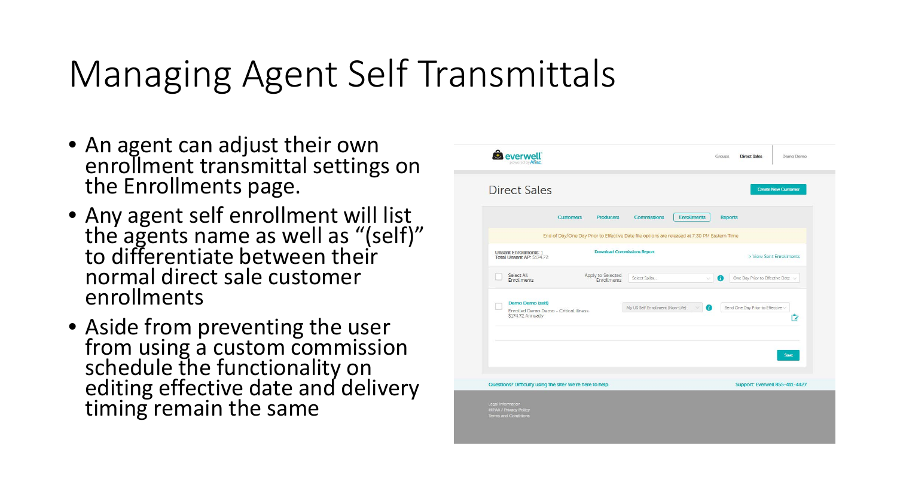# Managing Agent Self Transmittals

- An agent can adjust their own enrollment transmittal settings on the Enrollments page.
- Any agent self enrollment will list the agents name as well as "(self)" to differentiate between their normal direct sale customer enrollments
- Aside from preventing the user from using a custom commission schedule the functionality on editing effective date and delivery timing remain the same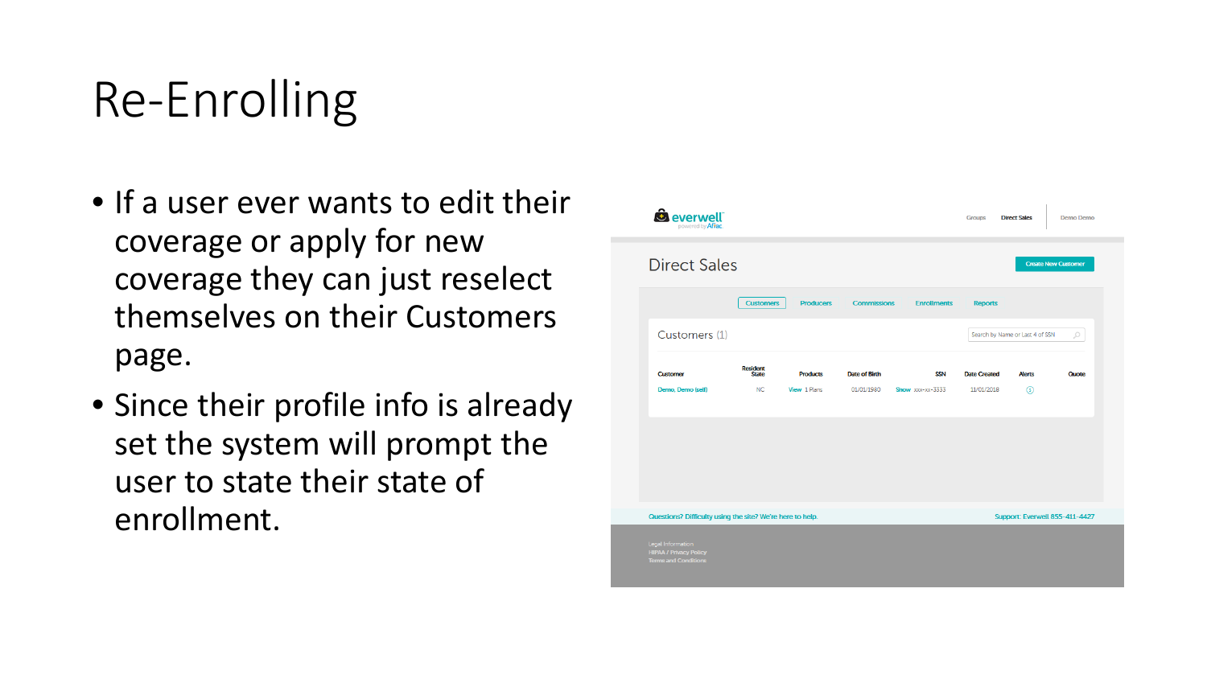# Re-Enrolling

- If a user ever wants to edit their coverage or apply for new coverage they can just reselect themselves on their Customers page.
- Since their profile info is already set the system will prompt the user to state their state of enrollment.